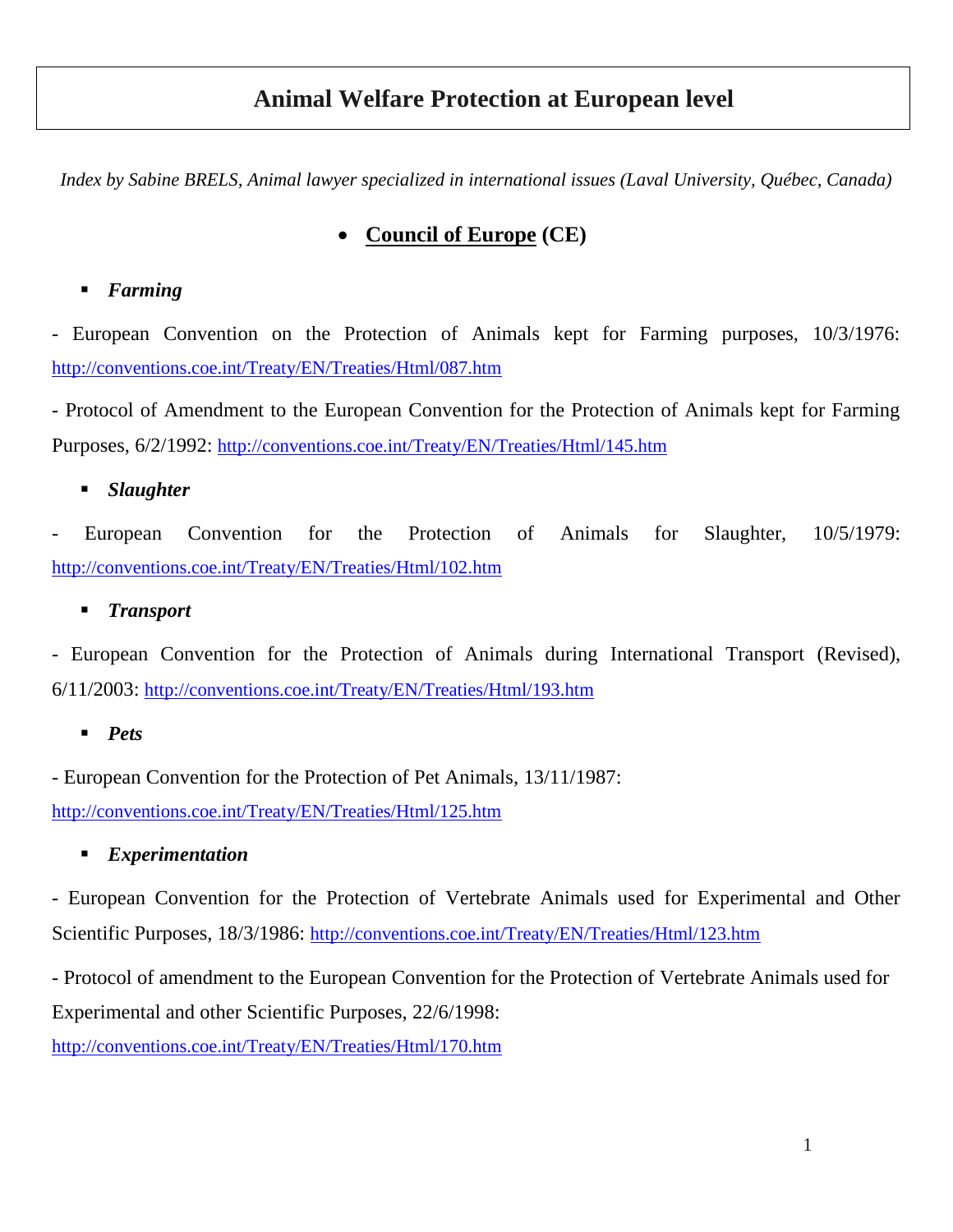# Animal Welfare Protection at European level

*Index by Sabine BRELS, Animal lawyer specialized in international issues (Laval University, Québec, Canada)*

## Council of Europe (CE)

### *Farming*

- European Convention on the Protection of Animals kept for Farming purposes, 10/3/1976: http://conventions.coe.int/Treaty/EN/Treaties/Html/087.htm

- Protocol of Amendment to the European Convention for the Protection of Animals kept for Farming Purposes, 6/2/1992: http://conventions.coe.int/Treaty/EN/Treaties/Html/145.htm

### *Slaughter*

- European Convention for the Protection of Animals for Slaughter, 10/5/1979: http://conventions.coe.int/Treaty/EN/Treaties/Html/102.htm

### *Transport*

- European Convention for the Protection of Animals during International Transport (Revised), 6/11/2003: http://conventions.coe.int/Treaty/EN/Treaties/Html/193.htm

### *Pets*

- European Convention for the Protection of Pet Animals, 13/11/1987: http://conventions.coe.int/Treaty/EN/Treaties/Html/125.htm

### *Experimentation*

- European Convention for the Protection of Vertebrate Animals used for Experimental and Other Scientific Purposes, 18/3/1986: http://conventions.coe.int/Treaty/EN/Treaties/Html/123.htm

- Protocol of amendment to the European Convention for the Protection of Vertebrate Animals used for Experimental and other Scientific Purposes, 22/6/1998: http://conventions.coe.int/Treaty/EN/Treaties/Html/170.htm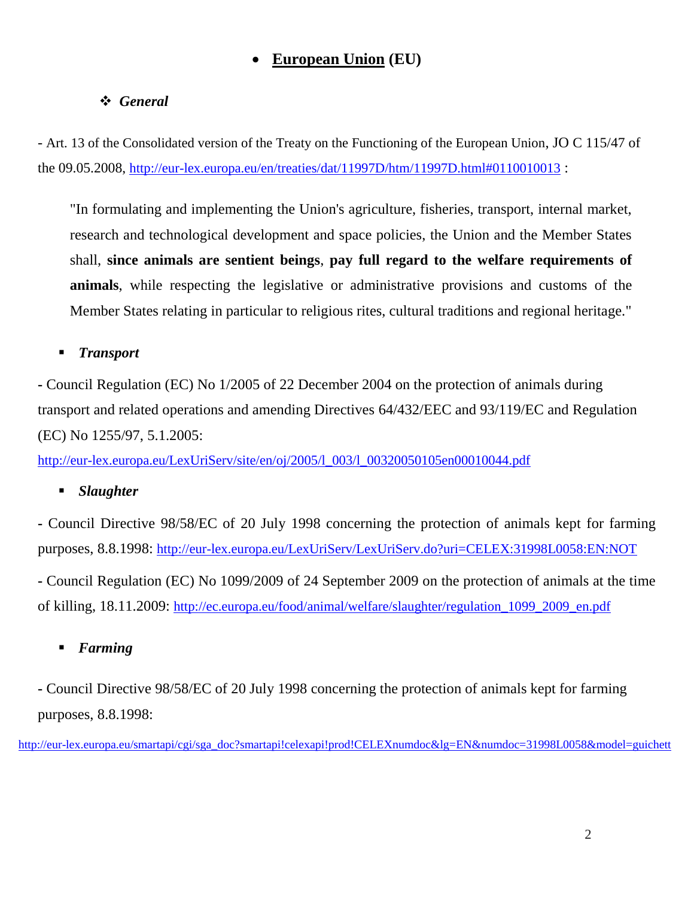- **<u>European Union</u> (EU)**

### *General*

- Art. 13 of the Consolidated version of the Treaty on the Functioning of the European Union, JO C 115/47 of the 09.05.2008, http://eur-lex.europa.eu/en/treaties/dat/11997D/htm/11997D.html#0110010013 :

> "In formulating and implementing the Union's agriculture, fisheries, transport, internal market, research and technological development and space policies, the Union and the Member States shall, **since animals are sentient beings**, **pay full regard to the welfare requirements of animals**, while respecting the legislative or administrative provisions and customs of the Member States relating in particular to religious rites, cultural traditions and regional heritage."

#### *Transport*

- Council Regulation (EC) No 1/2005 of 22 December 2004 on the protection of animals during transport and related operations and amending Directives 64/432/EEC and 93/119/EC and Regulation (EC) No 1255/97, 5.1.2005:
http://eur-lex.europa.eu/LexUriServ/site/en/oj/2005/l_003/l_00320050105en00010044.pdf

#### *Slaughter*

- Council Directive 98/58/EC of 20 July 1998 concerning the protection of animals kept for farming purposes, 8.8.1998: http://eur-lex.europa.eu/LexUriServ/LexUriServ.do?uri=CELEX:31998L0058:EN:NOT

- Council Regulation (EC) No 1099/2009 of 24 September 2009 on the protection of animals at the time of killing, 18.11.2009: http://ec.europa.eu/food/animal/welfare/slaughter/regulation_1099_2009_en.pdf

#### *Farming*

- Council Directive 98/58/EC of 20 July 1998 concerning the protection of animals kept for farming purposes, 8.8.1998:

http://eur-lex.europa.eu/smartapi/cgi/sga_doc?smartapi!celexapi!prod!CELEXnumdoc&lg=EN&numdoc=31998L0058&model=guichett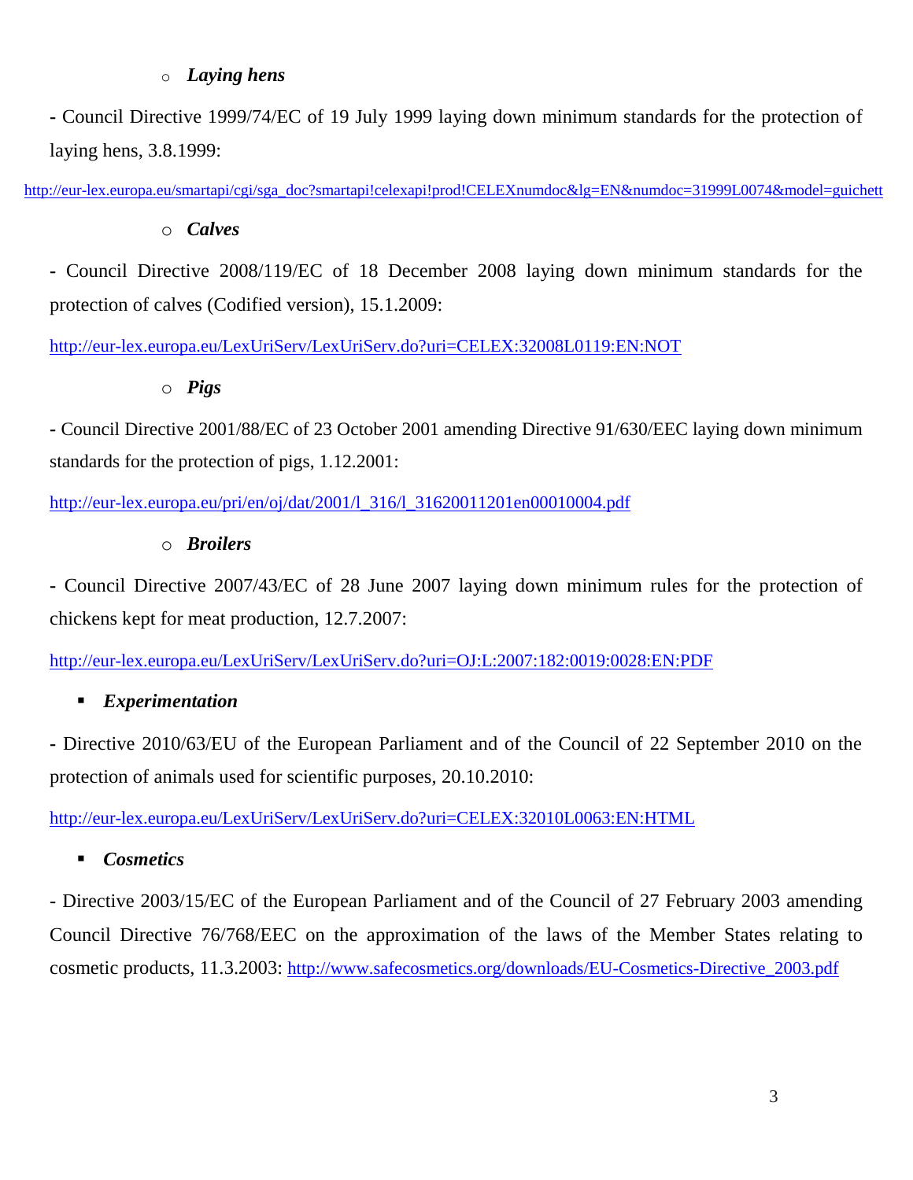- ***Laying hens***

- Council Directive 1999/74/EC of 19 July 1999 laying down minimum standards for the protection of laying hens, 3.8.1999:

http://eur-lex.europa.eu/smartapi/cgi/sga_doc?smartapi!celexapi!prod!CELEXnumdoc&lg=EN&numdoc=31999L0074&model=guichett

- ***Calves***

- Council Directive 2008/119/EC of 18 December 2008 laying down minimum standards for the protection of calves (Codified version), 15.1.2009:

http://eur-lex.europa.eu/LexUriServ/LexUriServ.do?uri=CELEX:32008L0119:EN:NOT

- ***Pigs***

- Council Directive 2001/88/EC of 23 October 2001 amending Directive 91/630/EEC laying down minimum standards for the protection of pigs, 1.12.2001:

http://eur-lex.europa.eu/pri/en/oj/dat/2001/l_316/l_31620011201en00010004.pdf

- ***Broilers***

- Council Directive 2007/43/EC of 28 June 2007 laying down minimum rules for the protection of chickens kept for meat production, 12.7.2007:

http://eur-lex.europa.eu/LexUriServ/LexUriServ.do?uri=OJ:L:2007:182:0019:0028:EN:PDF

- ***Experimentation***

- Directive 2010/63/EU of the European Parliament and of the Council of 22 September 2010 on the protection of animals used for scientific purposes, 20.10.2010:

http://eur-lex.europa.eu/LexUriServ/LexUriServ.do?uri=CELEX:32010L0063:EN:HTML

- ***Cosmetics***

- Directive 2003/15/EC of the European Parliament and of the Council of 27 February 2003 amending Council Directive 76/768/EEC on the approximation of the laws of the Member States relating to cosmetic products, 11.3.2003: http://www.safecosmetics.org/downloads/EU-Cosmetics-Directive_2003.pdf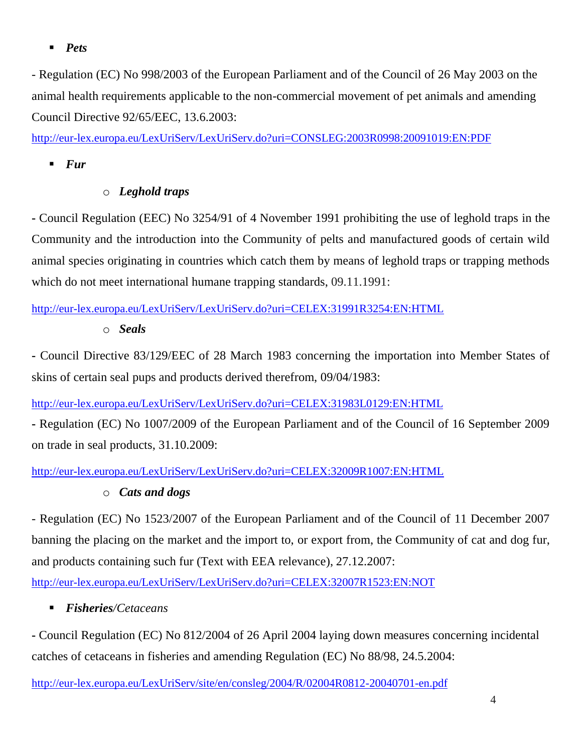- ***Pets***

- Regulation (EC) No 998/2003 of the European Parliament and of the Council of 26 May 2003 on the animal health requirements applicable to the non-commercial movement of pet animals and amending Council Directive 92/65/EEC, 13.6.2003:

http://eur-lex.europa.eu/LexUriServ/LexUriServ.do?uri=CONSLEG:2003R0998:20091019:EN:PDF

- ***Fur***

  - ***Leghold traps***

- Council Regulation (EEC) No 3254/91 of 4 November 1991 prohibiting the use of leghold traps in the Community and the introduction into the Community of pelts and manufactured goods of certain wild animal species originating in countries which catch them by means of leghold traps or trapping methods which do not meet international humane trapping standards, 09.11.1991:

http://eur-lex.europa.eu/LexUriServ/LexUriServ.do?uri=CELEX:31991R3254:EN:HTML

  - ***Seals***

- Council Directive 83/129/EEC of 28 March 1983 concerning the importation into Member States of skins of certain seal pups and products derived therefrom, 09/04/1983:

http://eur-lex.europa.eu/LexUriServ/LexUriServ.do?uri=CELEX:31983L0129:EN:HTML

- Regulation (EC) No 1007/2009 of the European Parliament and of the Council of 16 September 2009 on trade in seal products, 31.10.2009:

http://eur-lex.europa.eu/LexUriServ/LexUriServ.do?uri=CELEX:32009R1007:EN:HTML

  - ***Cats and dogs***

- Regulation (EC) No 1523/2007 of the European Parliament and of the Council of 11 December 2007 banning the placing on the market and the import to, or export from, the Community of cat and dog fur, and products containing such fur (Text with EEA relevance), 27.12.2007:

http://eur-lex.europa.eu/LexUriServ/LexUriServ.do?uri=CELEX:32007R1523:EN:NOT

- ***Fisheries****/Cetaceans*

- Council Regulation (EC) No 812/2004 of 26 April 2004 laying down measures concerning incidental catches of cetaceans in fisheries and amending Regulation (EC) No 88/98, 24.5.2004:

http://eur-lex.europa.eu/LexUriServ/site/en/consleg/2004/R/02004R0812-20040701-en.pdf